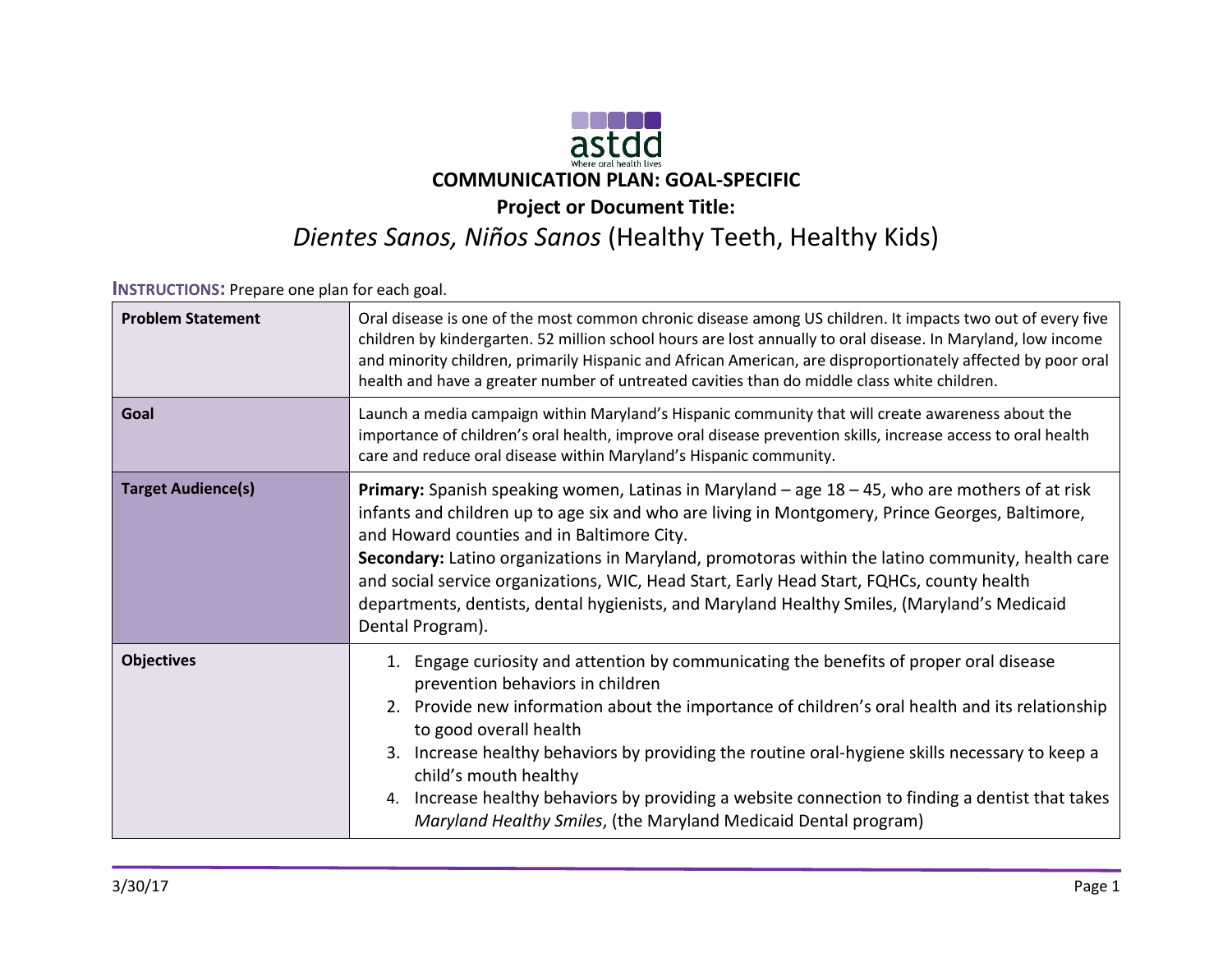astdd

Where oral health lives

# COMMUNICATION PLAN: GOAL-SPECIFIC

## Project or Document Title:

## *Dientes Sanos, Niños Sanos* (Healthy Teeth, Healthy Kids)

**INSTRUCTIONS:** Prepare one plan for each goal.

| | |
|---|---|
| **Problem Statement** | Oral disease is one of the most common chronic disease among US children. It impacts two out of every five children by kindergarten. 52 million school hours are lost annually to oral disease. In Maryland, low income and minority children, primarily Hispanic and African American, are disproportionately affected by poor oral health and have a greater number of untreated cavities than do middle class white children. |
| **Goal** | Launch a media campaign within Maryland's Hispanic community that will create awareness about the importance of children's oral health, improve oral disease prevention skills, increase access to oral health care and reduce oral disease within Maryland's Hispanic community. |
| **Target Audience(s)** | **Primary:** Spanish speaking women, Latinas in Maryland – age 18 – 45, who are mothers of at risk infants and children up to age six and who are living in Montgomery, Prince Georges, Baltimore, and Howard counties and in Baltimore City.<br>**Secondary:** Latino organizations in Maryland, promotoras within the latino community, health care and social service organizations, WIC, Head Start, Early Head Start, FQHCs, county health departments, dentists, dental hygienists, and Maryland Healthy Smiles, (Maryland's Medicaid Dental Program). |
| **Objectives** | 1. Engage curiosity and attention by communicating the benefits of proper oral disease prevention behaviors in children<br>2. Provide new information about the importance of children's oral health and its relationship to good overall health<br>3. Increase healthy behaviors by providing the routine oral-hygiene skills necessary to keep a child's mouth healthy<br>4. Increase healthy behaviors by providing a website connection to finding a dentist that takes *Maryland Healthy Smiles*, (the Maryland Medicaid Dental program) |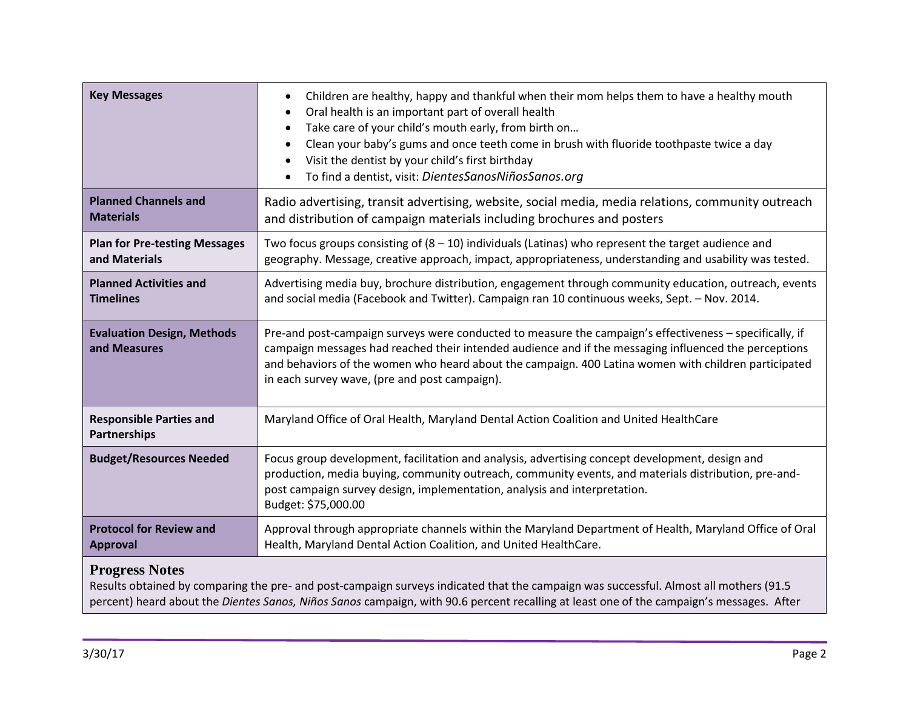| Key Messages | <ul><li>Children are healthy, happy and thankful when their mom helps them to have a healthy mouth</li><li>Oral health is an important part of overall health</li><li>Take care of your child's mouth early, from birth on…</li><li>Clean your baby's gums and once teeth come in brush with fluoride toothpaste twice a day</li><li>Visit the dentist by your child's first birthday</li><li>To find a dentist, visit: *DientesSanosNiñosSanos.org*</li></ul> |
|---|---|
| **Planned Channels and Materials** | Radio advertising, transit advertising, website, social media, media relations, community outreach and distribution of campaign materials including brochures and posters |
| **Plan for Pre-testing Messages and Materials** | Two focus groups consisting of (8 – 10) individuals (Latinas) who represent the target audience and geography. Message, creative approach, impact, appropriateness, understanding and usability was tested. |
| **Planned Activities and Timelines** | Advertising media buy, brochure distribution, engagement through community education, outreach, events and social media (Facebook and Twitter). Campaign ran 10 continuous weeks, Sept. – Nov. 2014. |
| **Evaluation Design, Methods and Measures** | Pre-and post-campaign surveys were conducted to measure the campaign's effectiveness – specifically, if campaign messages had reached their intended audience and if the messaging influenced the perceptions and behaviors of the women who heard about the campaign. 400 Latina women with children participated in each survey wave, (pre and post campaign). |
| **Responsible Parties and Partnerships** | Maryland Office of Oral Health, Maryland Dental Action Coalition and United HealthCare |
| **Budget/Resources Needed** | Focus group development, facilitation and analysis, advertising concept development, design and production, media buying, community outreach, community events, and materials distribution, pre-and-post campaign survey design, implementation, analysis and interpretation.<br>Budget: $75,000.00 |
| **Protocol for Review and Approval** | Approval through appropriate channels within the Maryland Department of Health, Maryland Office of Oral Health, Maryland Dental Action Coalition, and United HealthCare. |

## Progress Notes

Results obtained by comparing the pre- and post-campaign surveys indicated that the campaign was successful. Almost all mothers (91.5 percent) heard about the *Dientes Sanos, Niños Sanos* campaign, with 90.6 percent recalling at least one of the campaign's messages. After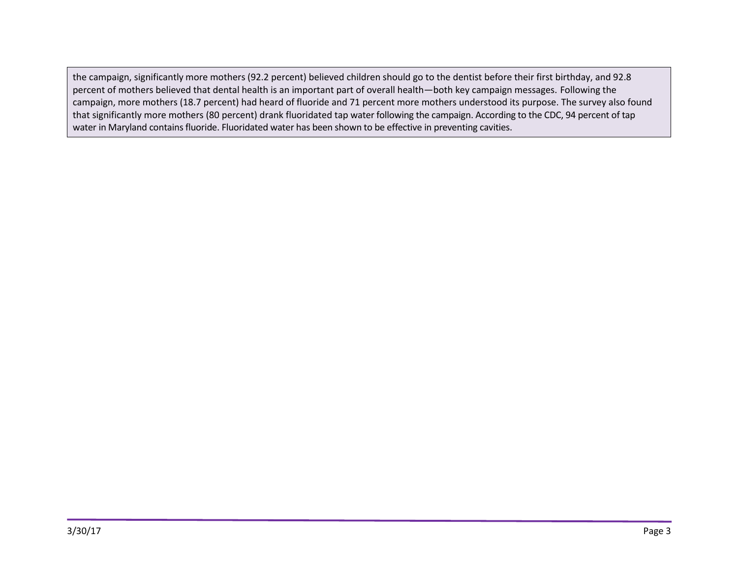the campaign, significantly more mothers (92.2 percent) believed children should go to the dentist before their first birthday, and 92.8 percent of mothers believed that dental health is an important part of overall health—both key campaign messages. Following the campaign, more mothers (18.7 percent) had heard of fluoride and 71 percent more mothers understood its purpose. The survey also found that significantly more mothers (80 percent) drank fluoridated tap water following the campaign. According to the CDC, 94 percent of tap water in Maryland contains fluoride. Fluoridated water has been shown to be effective in preventing cavities.